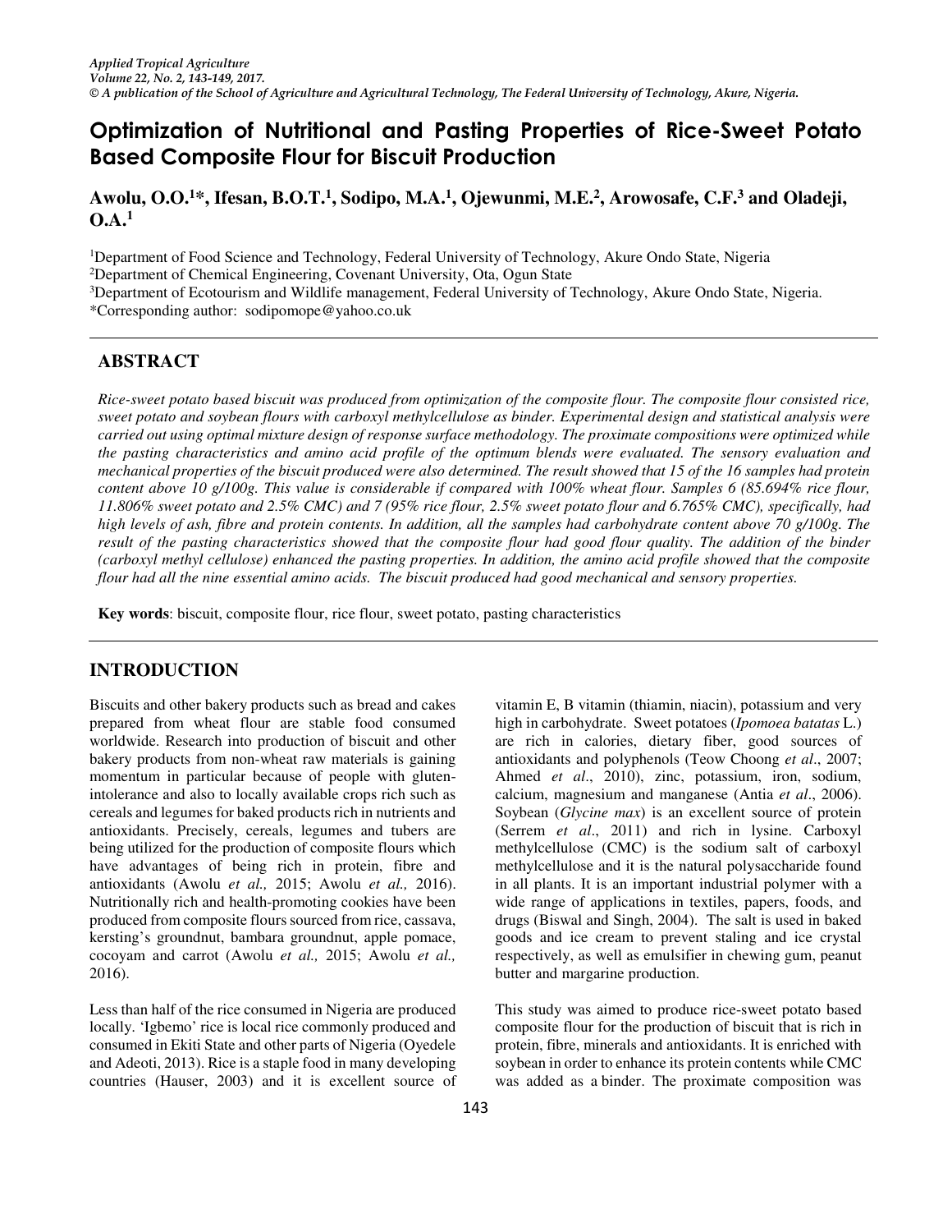# Optimization of Nutritional and Pasting Properties of Rice-Sweet Potato Based Composite Flour for Biscuit Production

**Awolu, O.O.[1]*, Ifesan, B.O.T.[1], Sodipo, M.A.[1], Ojewunmi, M.E.[2], Arowosafe, C.F.[3] and Oladeji, O.A.[1]**

[1]Department of Food Science and Technology, Federal University of Technology, Akure Ondo State, Nigeria
[2]Department of Chemical Engineering, Covenant University, Ota, Ogun State
[3]Department of Ecotourism and Wildlife management, Federal University of Technology, Akure Ondo State, Nigeria.
*Corresponding author: sodipomope@yahoo.co.uk

## ABSTRACT

*Rice-sweet potato based biscuit was produced from optimization of the composite flour. The composite flour consisted rice, sweet potato and soybean flours with carboxyl methylcellulose as binder. Experimental design and statistical analysis were carried out using optimal mixture design of response surface methodology. The proximate compositions were optimized while the pasting characteristics and amino acid profile of the optimum blends were evaluated. The sensory evaluation and mechanical properties of the biscuit produced were also determined. The result showed that 15 of the 16 samples had protein content above 10 g/100g. This value is considerable if compared with 100% wheat flour. Samples 6 (85.694% rice flour, 11.806% sweet potato and 2.5% CMC) and 7 (95% rice flour, 2.5% sweet potato flour and 6.765% CMC), specifically, had high levels of ash, fibre and protein contents. In addition, all the samples had carbohydrate content above 70 g/100g. The result of the pasting characteristics showed that the composite flour had good flour quality. The addition of the binder (carboxyl methyl cellulose) enhanced the pasting properties. In addition, the amino acid profile showed that the composite flour had all the nine essential amino acids. The biscuit produced had good mechanical and sensory properties.*

**Key words**: biscuit, composite flour, rice flour, sweet potato, pasting characteristics

## INTRODUCTION

Biscuits and other bakery products such as bread and cakes prepared from wheat flour are stable food consumed worldwide. Research into production of biscuit and other bakery products from non-wheat raw materials is gaining momentum in particular because of people with gluten-intolerance and also to locally available crops rich such as cereals and legumes for baked products rich in nutrients and antioxidants. Precisely, cereals, legumes and tubers are being utilized for the production of composite flours which have advantages of being rich in protein, fibre and antioxidants (Awolu *et al.,* 2015; Awolu *et al.,* 2016). Nutritionally rich and health-promoting cookies have been produced from composite flours sourced from rice, cassava, kersting's groundnut, bambara groundnut, apple pomace, cocoyam and carrot (Awolu *et al.,* 2015; Awolu *et al.,* 2016).

Less than half of the rice consumed in Nigeria are produced locally. 'Igbemo' rice is local rice commonly produced and consumed in Ekiti State and other parts of Nigeria (Oyedele and Adeoti, 2013). Rice is a staple food in many developing countries (Hauser, 2003) and it is excellent source of vitamin E, B vitamin (thiamin, niacin), potassium and very high in carbohydrate. Sweet potatoes (*Ipomoea batatas* L.) are rich in calories, dietary fiber, good sources of antioxidants and polyphenols (Teow Choong *et al*., 2007; Ahmed *et al*., 2010), zinc, potassium, iron, sodium, calcium, magnesium and manganese (Antia *et al*., 2006). Soybean (*Glycine max*) is an excellent source of protein (Serrem *et al*., 2011) and rich in lysine. Carboxyl methylcellulose (CMC) is the sodium salt of carboxyl methylcellulose and it is the natural polysaccharide found in all plants. It is an important industrial polymer with a wide range of applications in textiles, papers, foods, and drugs (Biswal and Singh, 2004). The salt is used in baked goods and ice cream to prevent staling and ice crystal respectively, as well as emulsifier in chewing gum, peanut butter and margarine production.

This study was aimed to produce rice-sweet potato based composite flour for the production of biscuit that is rich in protein, fibre, minerals and antioxidants. It is enriched with soybean in order to enhance its protein contents while CMC was added as a binder. The proximate composition was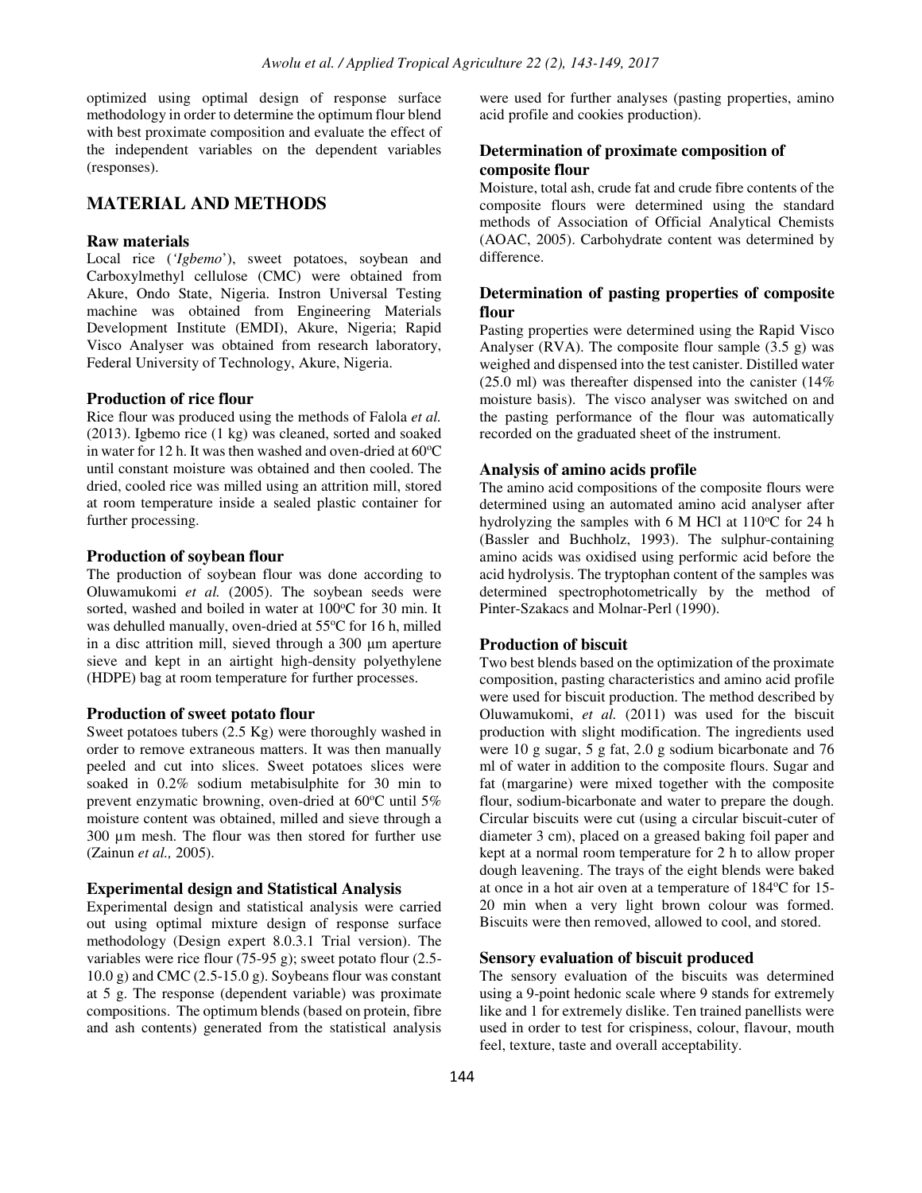optimized using optimal design of response surface methodology in order to determine the optimum flour blend with best proximate composition and evaluate the effect of the independent variables on the dependent variables (responses).

## MATERIAL AND METHODS

### Raw materials

Local rice ('*Igbemo*'), sweet potatoes, soybean and Carboxylmethyl cellulose (CMC) were obtained from Akure, Ondo State, Nigeria. Instron Universal Testing machine was obtained from Engineering Materials Development Institute (EMDI), Akure, Nigeria; Rapid Visco Analyser was obtained from research laboratory, Federal University of Technology, Akure, Nigeria.

### Production of rice flour

Rice flour was produced using the methods of Falola *et al.* (2013). Igbemo rice (1 kg) was cleaned, sorted and soaked in water for 12 h. It was then washed and oven-dried at 60$^{o}$C until constant moisture was obtained and then cooled. The dried, cooled rice was milled using an attrition mill, stored at room temperature inside a sealed plastic container for further processing.

### Production of soybean flour

The production of soybean flour was done according to Oluwamukomi *et al.* (2005). The soybean seeds were sorted, washed and boiled in water at 100$^{o}$C for 30 min. It was dehulled manually, oven-dried at 55$^{o}$C for 16 h, milled in a disc attrition mill, sieved through a 300 µm aperture sieve and kept in an airtight high-density polyethylene (HDPE) bag at room temperature for further processes.

### Production of sweet potato flour

Sweet potatoes tubers (2.5 Kg) were thoroughly washed in order to remove extraneous matters. It was then manually peeled and cut into slices. Sweet potatoes slices were soaked in 0.2% sodium metabisulphite for 30 min to prevent enzymatic browning, oven-dried at 60$^{o}$C until 5% moisture content was obtained, milled and sieve through a 300 µm mesh. The flour was then stored for further use (Zainun *et al.,* 2005).

### Experimental design and Statistical Analysis

Experimental design and statistical analysis were carried out using optimal mixture design of response surface methodology (Design expert 8.0.3.1 Trial version). The variables were rice flour (75-95 g); sweet potato flour (2.5-10.0 g) and CMC (2.5-15.0 g). Soybeans flour was constant at 5 g. The response (dependent variable) was proximate compositions. The optimum blends (based on protein, fibre and ash contents) generated from the statistical analysis were used for further analyses (pasting properties, amino acid profile and cookies production).

### Determination of proximate composition of composite flour

Moisture, total ash, crude fat and crude fibre contents of the composite flours were determined using the standard methods of Association of Official Analytical Chemists (AOAC, 2005). Carbohydrate content was determined by difference.

### Determination of pasting properties of composite flour

Pasting properties were determined using the Rapid Visco Analyser (RVA). The composite flour sample (3.5 g) was weighed and dispensed into the test canister. Distilled water (25.0 ml) was thereafter dispensed into the canister (14% moisture basis). The visco analyser was switched on and the pasting performance of the flour was automatically recorded on the graduated sheet of the instrument.

### Analysis of amino acids profile

The amino acid compositions of the composite flours were determined using an automated amino acid analyser after hydrolyzing the samples with 6 M HCl at 110$^{o}$C for 24 h (Bassler and Buchholz, 1993). The sulphur-containing amino acids was oxidised using performic acid before the acid hydrolysis. The tryptophan content of the samples was determined spectrophotometrically by the method of Pinter-Szakacs and Molnar-Perl (1990).

### Production of biscuit

Two best blends based on the optimization of the proximate composition, pasting characteristics and amino acid profile were used for biscuit production. The method described by Oluwamukomi, *et al.* (2011) was used for the biscuit production with slight modification. The ingredients used were 10 g sugar, 5 g fat, 2.0 g sodium bicarbonate and 76 ml of water in addition to the composite flours. Sugar and fat (margarine) were mixed together with the composite flour, sodium-bicarbonate and water to prepare the dough. Circular biscuits were cut (using a circular biscuit-cuter of diameter 3 cm), placed on a greased baking foil paper and kept at a normal room temperature for 2 h to allow proper dough leavening. The trays of the eight blends were baked at once in a hot air oven at a temperature of 184$^{o}$C for 15-20 min when a very light brown colour was formed. Biscuits were then removed, allowed to cool, and stored.

### Sensory evaluation of biscuit produced

The sensory evaluation of the biscuits was determined using a 9-point hedonic scale where 9 stands for extremely like and 1 for extremely dislike. Ten trained panellists were used in order to test for crispiness, colour, flavour, mouth feel, texture, taste and overall acceptability.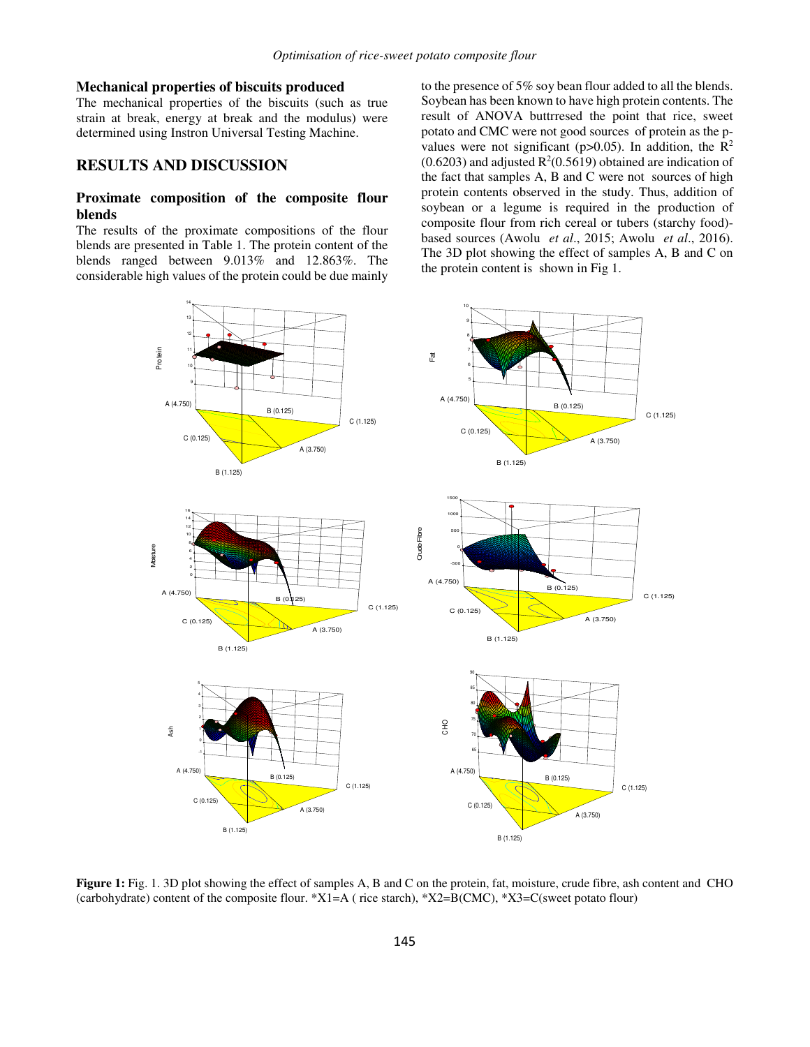### Mechanical properties of biscuits produced

The mechanical properties of the biscuits (such as true strain at break, energy at break and the modulus) were determined using Instron Universal Testing Machine.

## RESULTS AND DISCUSSION

### Proximate composition of the composite flour blends

The results of the proximate compositions of the flour blends are presented in Table 1. The protein content of the blends ranged between 9.013% and 12.863%. The considerable high values of the protein could be due mainly to the presence of 5% soy bean flour added to all the blends. Soybean has been known to have high protein contents. The result of ANOVA buttrresed the point that rice, sweet potato and CMC were not good sources of protein as the p-values were not significant ($p>0.05$). In addition, the $R^2$ (0.6203) and adjusted $R^2$(0.5619) obtained are indication of the fact that samples A, B and C were not sources of high protein contents observed in the study. Thus, addition of soybean or a legume is required in the production of composite flour from rich cereal or tubers (starchy food)-based sources (Awolu *et al*., 2015; Awolu *et al*., 2016). The 3D plot showing the effect of samples A, B and C on the protein content is shown in Fig 1.

**Figure 1:** Fig. 1. 3D plot showing the effect of samples A, B and C on the protein, fat, moisture, crude fibre, ash content and CHO (carbohydrate) content of the composite flour. *X1=A ( rice starch), *X2=B(CMC), *X3=C(sweet potato flour)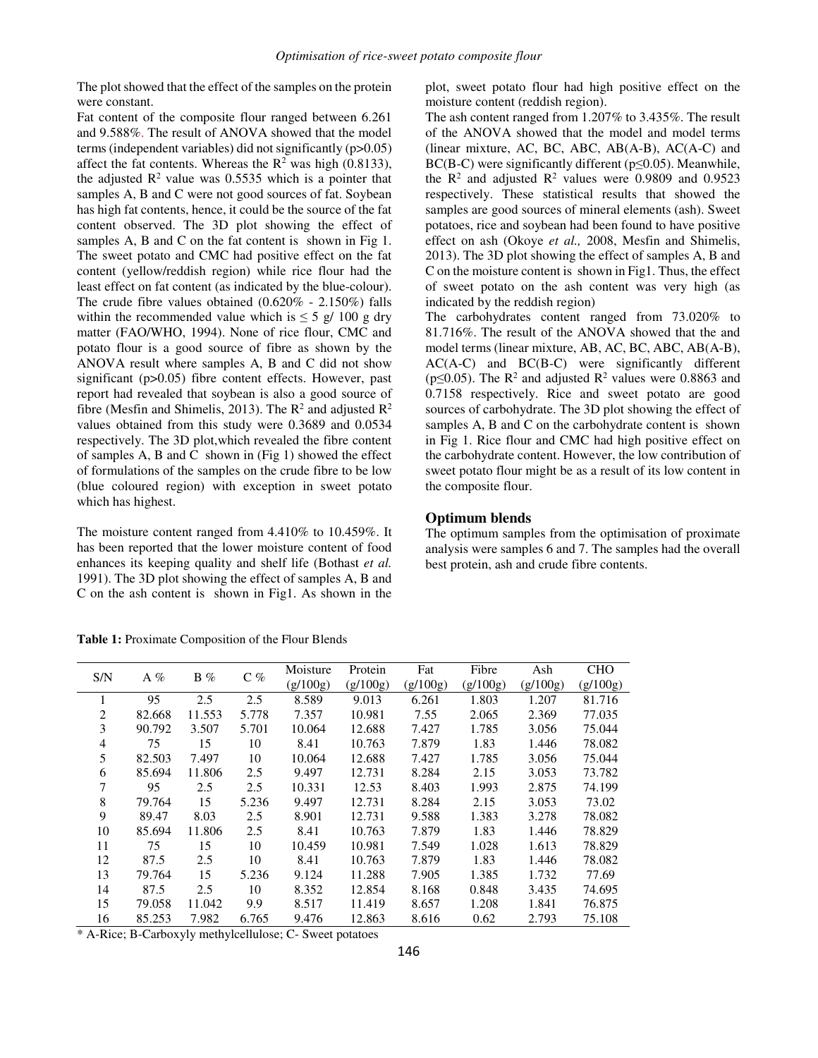The plot showed that the effect of the samples on the protein were constant.

Fat content of the composite flour ranged between 6.261 and 9.588%. The result of ANOVA showed that the model terms (independent variables) did not significantly (p>0.05) affect the fat contents. Whereas the $R^2$ was high (0.8133), the adjusted $R^2$ value was 0.5535 which is a pointer that samples A, B and C were not good sources of fat. Soybean has high fat contents, hence, it could be the source of the fat content observed. The 3D plot showing the effect of samples A, B and C on the fat content is shown in Fig 1. The sweet potato and CMC had positive effect on the fat content (yellow/reddish region) while rice flour had the least effect on fat content (as indicated by the blue-colour). The crude fibre values obtained (0.620% - 2.150%) falls within the recommended value which is ≤ 5 g/ 100 g dry matter (FAO/WHO, 1994). None of rice flour, CMC and potato flour is a good source of fibre as shown by the ANOVA result where samples A, B and C did not show significant (p>0.05) fibre content effects. However, past report had revealed that soybean is also a good source of fibre (Mesfin and Shimelis, 2013). The $R^2$ and adjusted $R^2$ values obtained from this study were 0.3689 and 0.0534 respectively. The 3D plot,which revealed the fibre content of samples A, B and C shown in (Fig 1) showed the effect of formulations of the samples on the crude fibre to be low (blue coloured region) with exception in sweet potato which has highest.

The moisture content ranged from 4.410% to 10.459%. It has been reported that the lower moisture content of food enhances its keeping quality and shelf life (Bothast *et al.* 1991). The 3D plot showing the effect of samples A, B and C on the ash content is shown in Fig1. As shown in the plot, sweet potato flour had high positive effect on the moisture content (reddish region).

The ash content ranged from 1.207% to 3.435%. The result of the ANOVA showed that the model and model terms (linear mixture, AC, BC, ABC, AB(A-B), AC(A-C) and BC(B-C) were significantly different (p≤0.05). Meanwhile, the $R^2$ and adjusted $R^2$ values were 0.9809 and 0.9523 respectively. These statistical results that showed the samples are good sources of mineral elements (ash). Sweet potatoes, rice and soybean had been found to have positive effect on ash (Okoye *et al.,* 2008, Mesfin and Shimelis, 2013). The 3D plot showing the effect of samples A, B and C on the moisture content is shown in Fig1. Thus, the effect of sweet potato on the ash content was very high (as indicated by the reddish region)

The carbohydrates content ranged from 73.020% to 81.716%. The result of the ANOVA showed that the and model terms (linear mixture, AB, AC, BC, ABC, AB(A-B), AC(A-C) and BC(B-C) were significantly different (p≤0.05). The $R^2$ and adjusted $R^2$ values were 0.8863 and 0.7158 respectively. Rice and sweet potato are good sources of carbohydrate. The 3D plot showing the effect of samples A, B and C on the carbohydrate content is shown in Fig 1. Rice flour and CMC had high positive effect on the carbohydrate content. However, the low contribution of sweet potato flour might be as a result of its low content in the composite flour.

### Optimum blends

The optimum samples from the optimisation of proximate analysis were samples 6 and 7. The samples had the overall best protein, ash and crude fibre contents.

**Table 1:** Proximate Composition of the Flour Blends

| S/N | A % | B % | C % | Moisture (g/100g) | Protein (g/100g) | Fat (g/100g) | Fibre (g/100g) | Ash (g/100g) | CHO (g/100g) |
|---|---|---|---|---|---|---|---|---|---|
| 1 | 95 | 2.5 | 2.5 | 8.589 | 9.013 | 6.261 | 1.803 | 1.207 | 81.716 |
| 2 | 82.668 | 11.553 | 5.778 | 7.357 | 10.981 | 7.55 | 2.065 | 2.369 | 77.035 |
| 3 | 90.792 | 3.507 | 5.701 | 10.064 | 12.688 | 7.427 | 1.785 | 3.056 | 75.044 |
| 4 | 75 | 15 | 10 | 8.41 | 10.763 | 7.879 | 1.83 | 1.446 | 78.082 |
| 5 | 82.503 | 7.497 | 10 | 10.064 | 12.688 | 7.427 | 1.785 | 3.056 | 75.044 |
| 6 | 85.694 | 11.806 | 2.5 | 9.497 | 12.731 | 8.284 | 2.15 | 3.053 | 73.782 |
| 7 | 95 | 2.5 | 2.5 | 10.331 | 12.53 | 8.403 | 1.993 | 2.875 | 74.199 |
| 8 | 79.764 | 15 | 5.236 | 9.497 | 12.731 | 8.284 | 2.15 | 3.053 | 73.02 |
| 9 | 89.47 | 8.03 | 2.5 | 8.901 | 12.731 | 9.588 | 1.383 | 3.278 | 78.082 |
| 10 | 85.694 | 11.806 | 2.5 | 8.41 | 10.763 | 7.879 | 1.83 | 1.446 | 78.829 |
| 11 | 75 | 15 | 10 | 10.459 | 10.981 | 7.549 | 1.028 | 1.613 | 78.829 |
| 12 | 87.5 | 2.5 | 10 | 8.41 | 10.763 | 7.879 | 1.83 | 1.446 | 78.082 |
| 13 | 79.764 | 15 | 5.236 | 9.124 | 11.288 | 7.905 | 1.385 | 1.732 | 77.69 |
| 14 | 87.5 | 2.5 | 10 | 8.352 | 12.854 | 8.168 | 0.848 | 3.435 | 74.695 |
| 15 | 79.058 | 11.042 | 9.9 | 8.517 | 11.419 | 8.657 | 1.208 | 1.841 | 76.875 |
| 16 | 85.253 | 7.982 | 6.765 | 9.476 | 12.863 | 8.616 | 0.62 | 2.793 | 75.108 |

\* A-Rice; B-Carboxyly methylcellulose; C- Sweet potatoes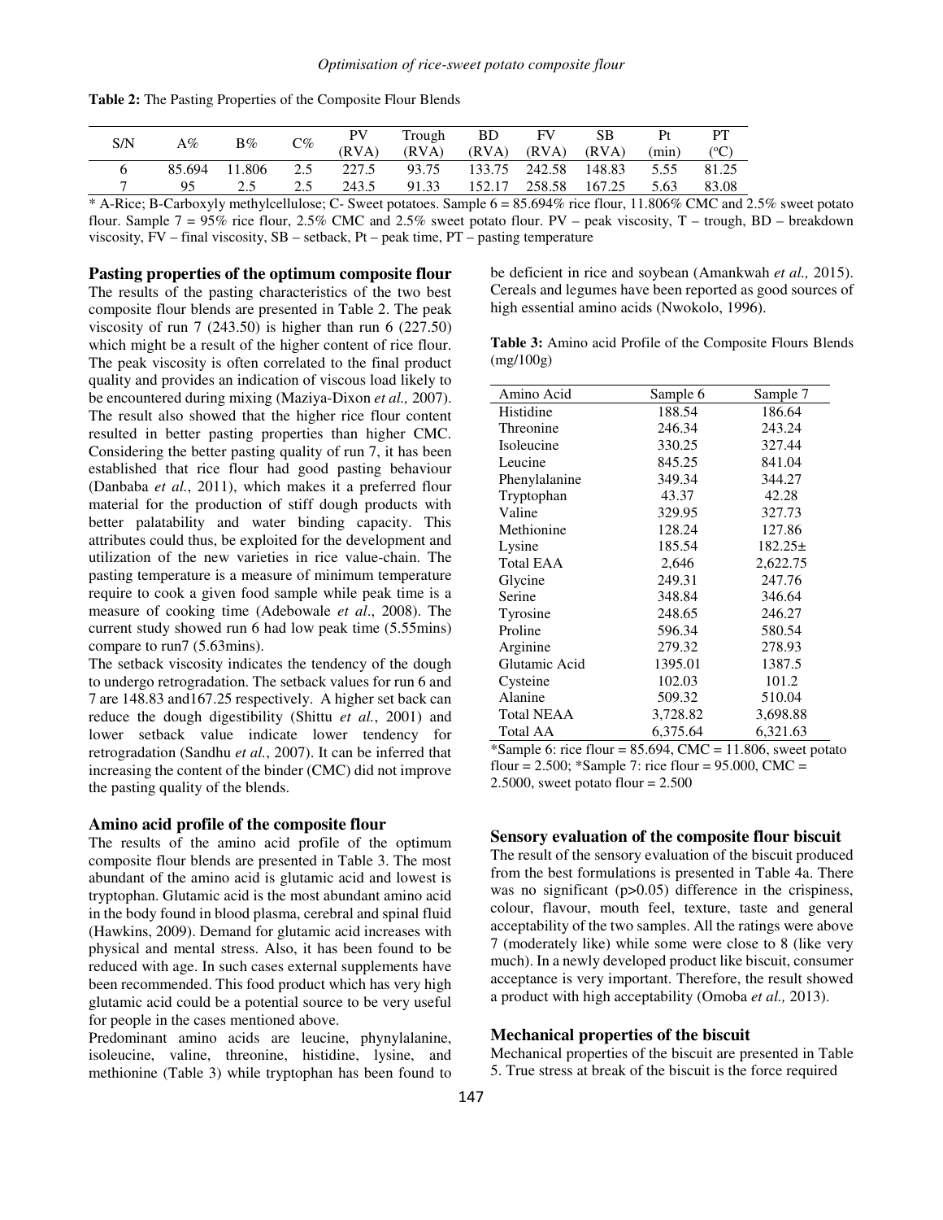**Table 2:** The Pasting Properties of the Composite Flour Blends

| S/N | A% | B% | C% | PV (RVA) | Trough (RVA) | BD (RVA) | FV (RVA) | SB (RVA) | Pt (min) | PT (°C) |
|---|---|---|---|---|---|---|---|---|---|---|
| 6 | 85.694 | 11.806 | 2.5 | 227.5 | 93.75 | 133.75 | 242.58 | 148.83 | 5.55 | 81.25 |
| 7 | 95 | 2.5 | 2.5 | 243.5 | 91.33 | 152.17 | 258.58 | 167.25 | 5.63 | 83.08 |

* A-Rice; B-Carboxyly methylcellulose; C- Sweet potatoes. Sample 6 = 85.694% rice flour, 11.806% CMC and 2.5% sweet potato flour. Sample 7 = 95% rice flour, 2.5% CMC and 2.5% sweet potato flour. PV – peak viscosity, T – trough, BD – breakdown viscosity, FV – final viscosity, SB – setback, Pt – peak time, PT – pasting temperature

## Pasting properties of the optimum composite flour

The results of the pasting characteristics of the two best composite flour blends are presented in Table 2. The peak viscosity of run 7 (243.50) is higher than run 6 (227.50) which might be a result of the higher content of rice flour. The peak viscosity is often correlated to the final product quality and provides an indication of viscous load likely to be encountered during mixing (Maziya-Dixon *et al.,* 2007). The result also showed that the higher rice flour content resulted in better pasting properties than higher CMC. Considering the better pasting quality of run 7, it has been established that rice flour had good pasting behaviour (Danbaba *et al.*, 2011), which makes it a preferred flour material for the production of stiff dough products with better palatability and water binding capacity. This attributes could thus, be exploited for the development and utilization of the new varieties in rice value-chain. The pasting temperature is a measure of minimum temperature require to cook a given food sample while peak time is a measure of cooking time (Adebowale *et al*., 2008). The current study showed run 6 had low peak time (5.55mins) compare to run7 (5.63mins).

The setback viscosity indicates the tendency of the dough to undergo retrogradation. The setback values for run 6 and 7 are 148.83 and167.25 respectively. A higher set back can reduce the dough digestibility (Shittu *et al.*, 2001) and lower setback value indicate lower tendency for retrogradation (Sandhu *et al.*, 2007). It can be inferred that increasing the content of the binder (CMC) did not improve the pasting quality of the blends.

## Amino acid profile of the composite flour

The results of the amino acid profile of the optimum composite flour blends are presented in Table 3. The most abundant of the amino acid is glutamic acid and lowest is tryptophan. Glutamic acid is the most abundant amino acid in the body found in blood plasma, cerebral and spinal fluid (Hawkins, 2009). Demand for glutamic acid increases with physical and mental stress. Also, it has been found to be reduced with age. In such cases external supplements have been recommended. This food product which has very high glutamic acid could be a potential source to be very useful for people in the cases mentioned above.

Predominant amino acids are leucine, phynylalanine, isoleucine, valine, threonine, histidine, lysine, and methionine (Table 3) while tryptophan has been found to be deficient in rice and soybean (Amankwah *et al.,* 2015). Cereals and legumes have been reported as good sources of high essential amino acids (Nwokolo, 1996).

**Table 3:** Amino acid Profile of the Composite Flours Blends (mg/100g)

| Amino Acid | Sample 6 | Sample 7 |
|---|---|---|
| Histidine | 188.54 | 186.64 |
| Threonine | 246.34 | 243.24 |
| Isoleucine | 330.25 | 327.44 |
| Leucine | 845.25 | 841.04 |
| Phenylalanine | 349.34 | 344.27 |
| Tryptophan | 43.37 | 42.28 |
| Valine | 329.95 | 327.73 |
| Methionine | 128.24 | 127.86 |
| Lysine | 185.54 | 182.25± |
| Total EAA | 2,646 | 2,622.75 |
| Glycine | 249.31 | 247.76 |
| Serine | 348.84 | 346.64 |
| Tyrosine | 248.65 | 246.27 |
| Proline | 596.34 | 580.54 |
| Arginine | 279.32 | 278.93 |
| Glutamic Acid | 1395.01 | 1387.5 |
| Cysteine | 102.03 | 101.2 |
| Alanine | 509.32 | 510.04 |
| Total NEAA | 3,728.82 | 3,698.88 |
| Total AA | 6,375.64 | 6,321.63 |

*Sample 6: rice flour = 85.694, CMC = 11.806, sweet potato flour = 2.500; *Sample 7: rice flour = 95.000, CMC = 2.5000, sweet potato flour = 2.500

## Sensory evaluation of the composite flour biscuit

The result of the sensory evaluation of the biscuit produced from the best formulations is presented in Table 4a. There was no significant ($p>0.05$) difference in the crispiness, colour, flavour, mouth feel, texture, taste and general acceptability of the two samples. All the ratings were above 7 (moderately like) while some were close to 8 (like very much). In a newly developed product like biscuit, consumer acceptance is very important. Therefore, the result showed a product with high acceptability (Omoba *et al.,* 2013).

## Mechanical properties of the biscuit

Mechanical properties of the biscuit are presented in Table 5. True stress at break of the biscuit is the force required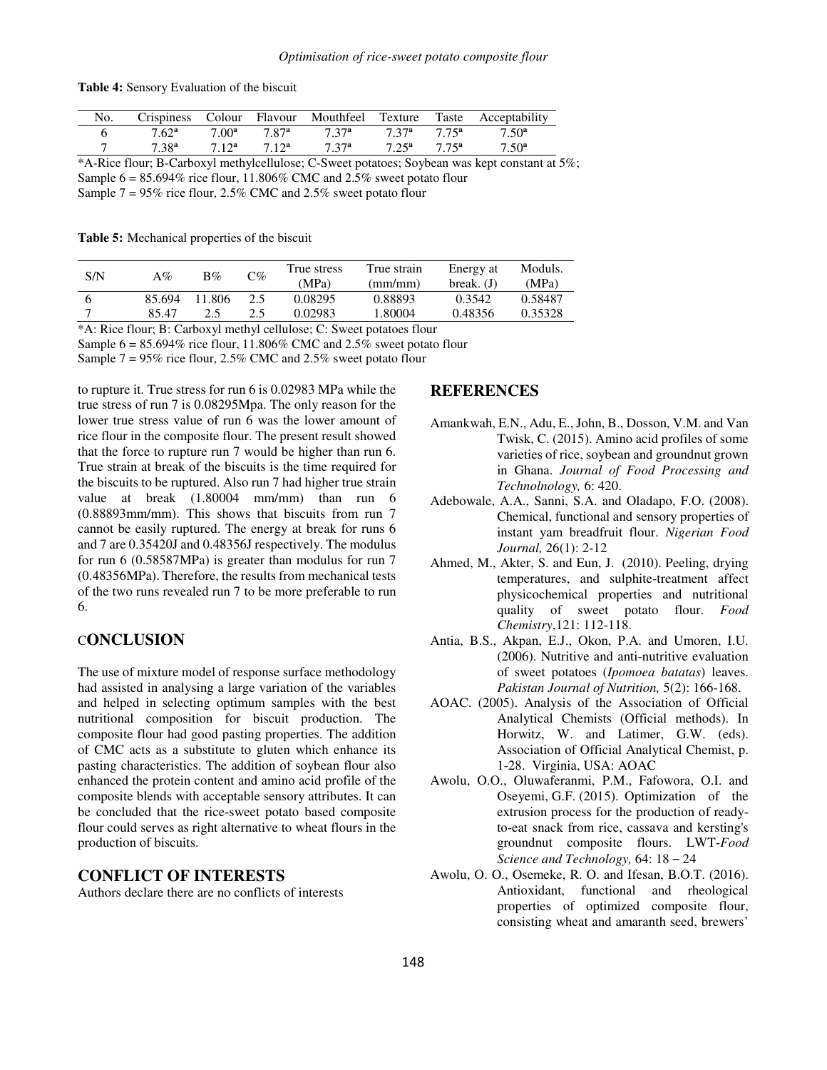**Table 4:** Sensory Evaluation of the biscuit

| No. | Crispiness | Colour | Flavour | Mouthfeel | Texture | Taste | Acceptability |
|---|---|---|---|---|---|---|---|
| 6 | 7.62[a] | 7.00[a] | 7.87[a] | 7.37[a] | 7.37[a] | 7.75[a] | 7.50[a] |
| 7 | 7.38[a] | 7.12[a] | 7.12[a] | 7.37[a] | 7.25[a] | 7.75[a] | 7.50[a] |

*A-Rice flour; B-Carboxyl methylcellulose; C-Sweet potatoes; Soybean was kept constant at 5%;
Sample 6 = 85.694% rice flour, 11.806% CMC and 2.5% sweet potato flour
Sample 7 = 95% rice flour, 2.5% CMC and 2.5% sweet potato flour

**Table 5:** Mechanical properties of the biscuit

| S/N | A% | B% | C% | True stress (MPa) | True strain (mm/mm) | Energy at break. (J) | Moduls. (MPa) |
|---|---|---|---|---|---|---|---|
| 6 | 85.694 | 11.806 | 2.5 | 0.08295 | 0.88893 | 0.3542 | 0.58487 |
| 7 | 85.47 | 2.5 | 2.5 | 0.02983 | 1.80004 | 0.48356 | 0.35328 |

*A: Rice flour; B: Carboxyl methyl cellulose; C: Sweet potatoes flour
Sample 6 = 85.694% rice flour, 11.806% CMC and 2.5% sweet potato flour
Sample 7 = 95% rice flour, 2.5% CMC and 2.5% sweet potato flour

to rupture it. True stress for run 6 is 0.02983 MPa while the true stress of run 7 is 0.08295Mpa. The only reason for the lower true stress value of run 6 was the lower amount of rice flour in the composite flour. The present result showed that the force to rupture run 7 would be higher than run 6. True strain at break of the biscuits is the time required for the biscuits to be ruptured. Also run 7 had higher true strain value at break (1.80004 mm/mm) than run 6 (0.88893mm/mm). This shows that biscuits from run 7 cannot be easily ruptured. The energy at break for runs 6 and 7 are 0.35420J and 0.48356J respectively. The modulus for run 6 (0.58587MPa) is greater than modulus for run 7 (0.48356MPa). Therefore, the results from mechanical tests of the two runs revealed run 7 to be more preferable to run 6.

## CONCLUSION

The use of mixture model of response surface methodology had assisted in analysing a large variation of the variables and helped in selecting optimum samples with the best nutritional composition for biscuit production. The composite flour had good pasting properties. The addition of CMC acts as a substitute to gluten which enhance its pasting characteristics. The addition of soybean flour also enhanced the protein content and amino acid profile of the composite blends with acceptable sensory attributes. It can be concluded that the rice-sweet potato based composite flour could serves as right alternative to wheat flours in the production of biscuits.

## CONFLICT OF INTERESTS

Authors declare there are no conflicts of interests

## REFERENCES

Amankwah, E.N., Adu, E., John, B., Dosson, V.M. and Van Twisk, C. (2015). Amino acid profiles of some varieties of rice, soybean and groundnut grown in Ghana. *Journal of Food Processing and Technolnology,* 6: 420.

Adebowale, A.A., Sanni, S.A. and Oladapo, F.O. (2008). Chemical, functional and sensory properties of instant yam breadfruit flour. *Nigerian Food Journal,* 26(1): 2-12

Ahmed, M., Akter, S. and Eun, J. (2010). Peeling, drying temperatures, and sulphite-treatment affect physicochemical properties and nutritional quality of sweet potato flour. *Food Chemistry*,121: 112-118.

Antia, B.S., Akpan, E.J., Okon, P.A. and Umoren, I.U. (2006). Nutritive and anti-nutritive evaluation of sweet potatoes (*Ipomoea batatas*) leaves. *Pakistan Journal of Nutrition,* 5(2): 166-168.

AOAC. (2005). Analysis of the Association of Official Analytical Chemists (Official methods). In Horwitz, W. and Latimer, G.W. (eds). Association of Official Analytical Chemist, p. 1-28. Virginia, USA: AOAC

Awolu, O.O., Oluwaferanmi, P.M., Fafowora, O.I. and Oseyemi, G.F. (2015). Optimization of the extrusion process for the production of ready-to-eat snack from rice, cassava and kersting's groundnut composite flours. LWT-*Food Science and Technology,* 64: 18 – 24

Awolu, O. O., Osemeke, R. O. and Ifesan, B.O.T. (2016). Antioxidant, functional and rheological properties of optimized composite flour, consisting wheat and amaranth seed, brewers'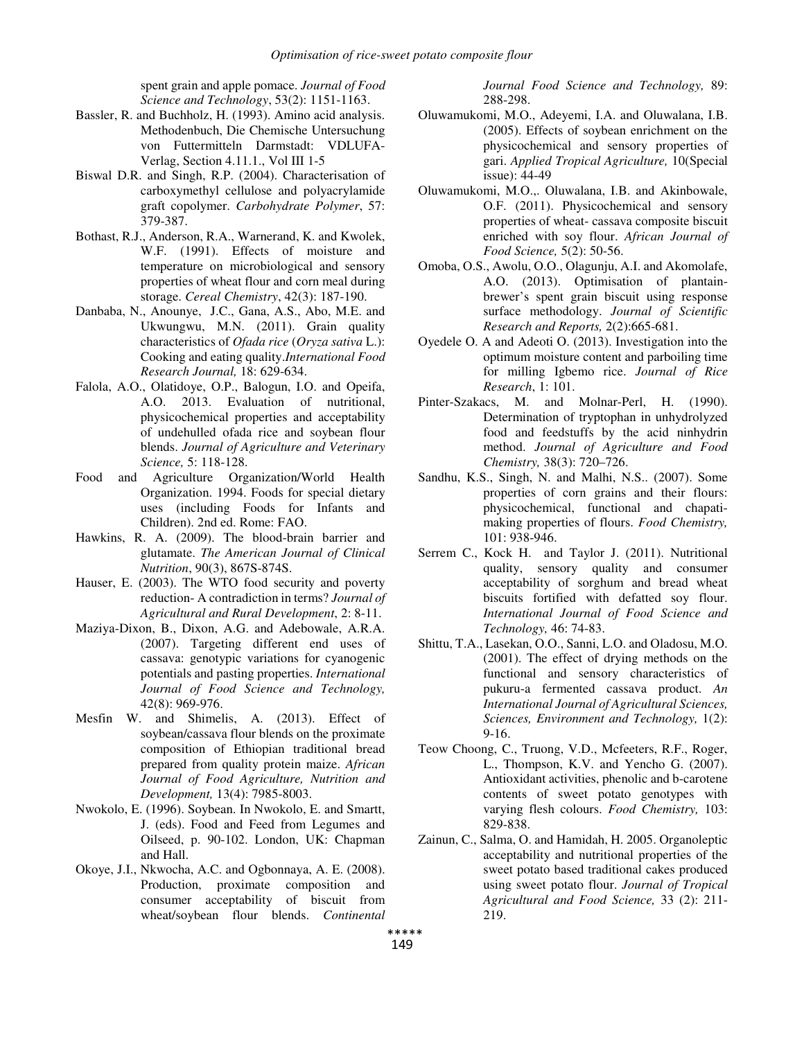spent grain and apple pomace. *Journal of Food Science and Technology*, 53(2): 1151-1163.

Bassler, R. and Buchholz, H. (1993). Amino acid analysis. Methodenbuch, Die Chemische Untersuchung von Futtermitteln Darmstadt: VDLUFA-Verlag, Section 4.11.1., Vol III 1-5

Biswal D.R. and Singh, R.P. (2004). Characterisation of carboxymethyl cellulose and polyacrylamide graft copolymer. *Carbohydrate Polymer*, 57: 379-387.

Bothast, R.J., Anderson, R.A., Warnerand, K. and Kwolek, W.F. (1991). Effects of moisture and temperature on microbiological and sensory properties of wheat flour and corn meal during storage. *Cereal Chemistry*, 42(3): 187-190.

Danbaba, N., Anounye, J.C., Gana, A.S., Abo, M.E. and Ukwungwu, M.N. (2011). Grain quality characteristics of *Ofada rice* (*Oryza sativa* L.): Cooking and eating quality.*International Food Research Journal,* 18: 629-634.

Falola, A.O., Olatidoye, O.P., Balogun, I.O. and Opeifa, A.O. 2013. Evaluation of nutritional, physicochemical properties and acceptability of undehulled ofada rice and soybean flour blends. *Journal of Agriculture and Veterinary Science,* 5: 118-128.

Food and Agriculture Organization/World Health Organization. 1994. Foods for special dietary uses (including Foods for Infants and Children). 2nd ed. Rome: FAO.

Hawkins, R. A. (2009). The blood-brain barrier and glutamate. *The American Journal of Clinical Nutrition*, 90(3), 867S-874S.

Hauser, E. (2003). The WTO food security and poverty reduction- A contradiction in terms? *Journal of Agricultural and Rural Development*, 2: 8-11.

Maziya-Dixon, B., Dixon, A.G. and Adebowale, A.R.A. (2007). Targeting different end uses of cassava: genotypic variations for cyanogenic potentials and pasting properties. *International Journal of Food Science and Technology,* 42(8): 969-976.

Mesfin W. and Shimelis, A. (2013). Effect of soybean/cassava flour blends on the proximate composition of Ethiopian traditional bread prepared from quality protein maize. *African Journal of Food Agriculture, Nutrition and Development,* 13(4): 7985-8003.

Nwokolo, E. (1996). Soybean. In Nwokolo, E. and Smartt, J. (eds). Food and Feed from Legumes and Oilseed, p. 90-102. London, UK: Chapman and Hall.

Okoye, J.I., Nkwocha, A.C. and Ogbonnaya, A. E. (2008). Production, proximate composition and consumer acceptability of biscuit from wheat/soybean flour blends. *Continental Journal Food Science and Technology,* 89: 288-298.

Oluwamukomi, M.O., Adeyemi, I.A. and Oluwalana, I.B. (2005). Effects of soybean enrichment on the physicochemical and sensory properties of gari. *Applied Tropical Agriculture,* 10(Special issue): 44-49

Oluwamukomi, M.O.,. Oluwalana, I.B. and Akinbowale, O.F. (2011). Physicochemical and sensory properties of wheat- cassava composite biscuit enriched with soy flour. *African Journal of Food Science,* 5(2): 50-56.

Omoba, O.S., Awolu, O.O., Olagunju, A.I. and Akomolafe, A.O. (2013). Optimisation of plantain-brewer's spent grain biscuit using response surface methodology. *Journal of Scientific Research and Reports,* 2(2):665-681.

Oyedele O. A and Adeoti O. (2013). Investigation into the optimum moisture content and parboiling time for milling Igbemo rice. *Journal of Rice Research*, 1: 101.

Pinter-Szakacs, M. and Molnar-Perl, H. (1990). Determination of tryptophan in unhydrolyzed food and feedstuffs by the acid ninhydrin method. *Journal of Agriculture and Food Chemistry,* 38(3): 720–726.

Sandhu, K.S., Singh, N. and Malhi, N.S.. (2007). Some properties of corn grains and their flours: physicochemical, functional and chapati-making properties of flours. *Food Chemistry,* 101: 938-946.

Serrem C., Kock H. and Taylor J. (2011). Nutritional quality, sensory quality and consumer acceptability of sorghum and bread wheat biscuits fortified with defatted soy flour. *International Journal of Food Science and Technology,* 46: 74-83.

Shittu, T.A., Lasekan, O.O., Sanni, L.O. and Oladosu, M.O. (2001). The effect of drying methods on the functional and sensory characteristics of pukuru-a fermented cassava product. *An International Journal of Agricultural Sciences, Sciences, Environment and Technology,* 1(2): 9-16.

Teow Choong, C., Truong, V.D., Mcfeeters, R.F., Roger, L., Thompson, K.V. and Yencho G. (2007). Antioxidant activities, phenolic and b-carotene contents of sweet potato genotypes with varying flesh colours. *Food Chemistry,* 103: 829-838.

Zainun, C., Salma, O. and Hamidah, H. 2005. Organoleptic acceptability and nutritional properties of the sweet potato based traditional cakes produced using sweet potato flour. *Journal of Tropical Agricultural and Food Science,* 33 (2): 211-219.

*****